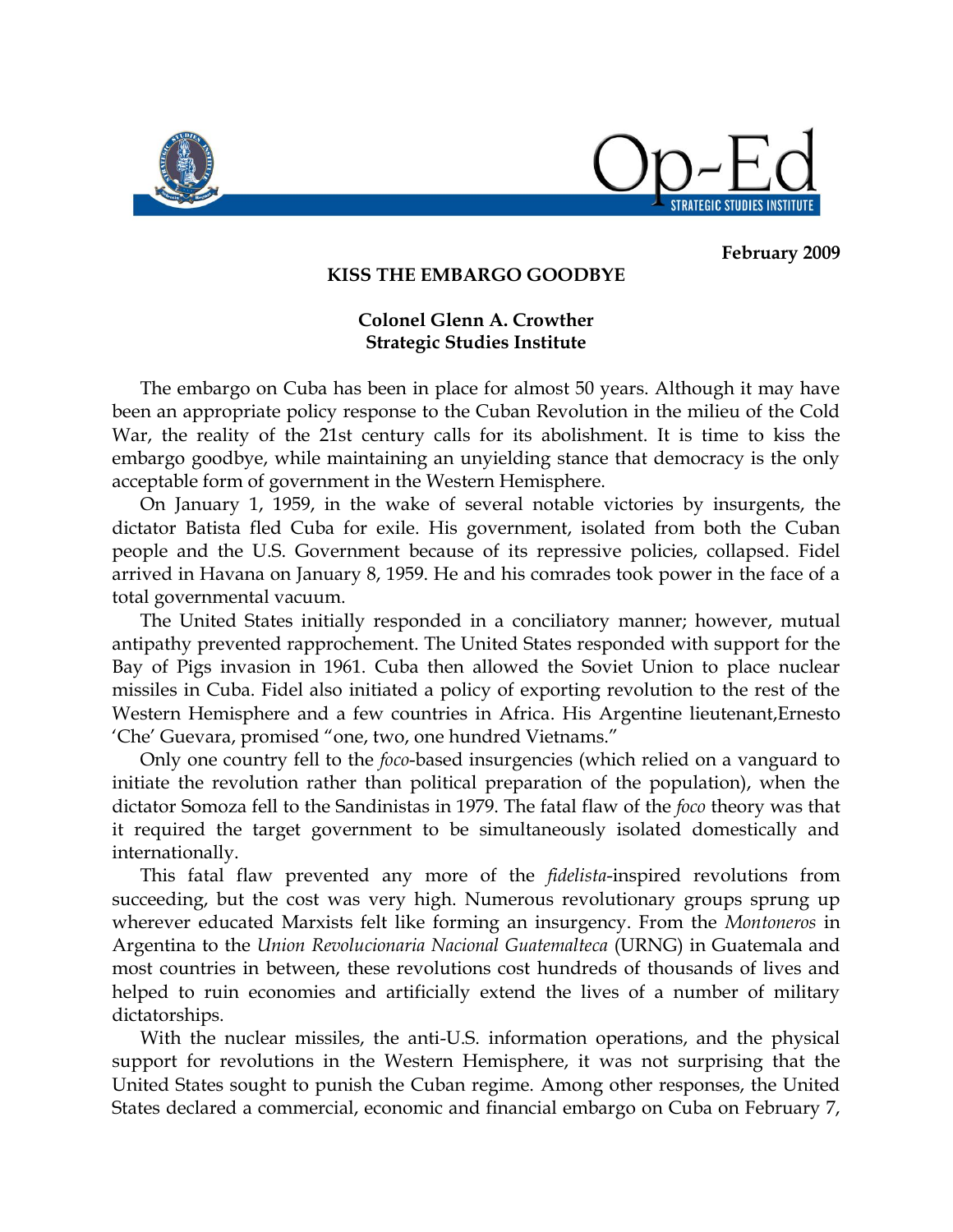February 2009

# KISS THE EMBARGO GOODBYE

**Colonel Glenn A. Crowther**
**Strategic Studies Institute**

The embargo on Cuba has been in place for almost 50 years. Although it may have been an appropriate policy response to the Cuban Revolution in the milieu of the Cold War, the reality of the 21st century calls for its abolishment. It is time to kiss the embargo goodbye, while maintaining an unyielding stance that democracy is the only acceptable form of government in the Western Hemisphere.

On January 1, 1959, in the wake of several notable victories by insurgents, the dictator Batista fled Cuba for exile. His government, isolated from both the Cuban people and the U.S. Government because of its repressive policies, collapsed. Fidel arrived in Havana on January 8, 1959. He and his comrades took power in the face of a total governmental vacuum.

The United States initially responded in a conciliatory manner; however, mutual antipathy prevented rapprochement. The United States responded with support for the Bay of Pigs invasion in 1961. Cuba then allowed the Soviet Union to place nuclear missiles in Cuba. Fidel also initiated a policy of exporting revolution to the rest of the Western Hemisphere and a few countries in Africa. His Argentine lieutenant,Ernesto 'Che' Guevara, promised "one, two, one hundred Vietnams."

Only one country fell to the *foco*-based insurgencies (which relied on a vanguard to initiate the revolution rather than political preparation of the population), when the dictator Somoza fell to the Sandinistas in 1979. The fatal flaw of the *foco* theory was that it required the target government to be simultaneously isolated domestically and internationally.

This fatal flaw prevented any more of the *fidelista*-inspired revolutions from succeeding, but the cost was very high. Numerous revolutionary groups sprung up wherever educated Marxists felt like forming an insurgency. From the *Montoneros* in Argentina to the *Union Revolucionaria Nacional Guatemalteca* (URNG) in Guatemala and most countries in between, these revolutions cost hundreds of thousands of lives and helped to ruin economies and artificially extend the lives of a number of military dictatorships.

With the nuclear missiles, the anti-U.S. information operations, and the physical support for revolutions in the Western Hemisphere, it was not surprising that the United States sought to punish the Cuban regime. Among other responses, the United States declared a commercial, economic and financial embargo on Cuba on February 7,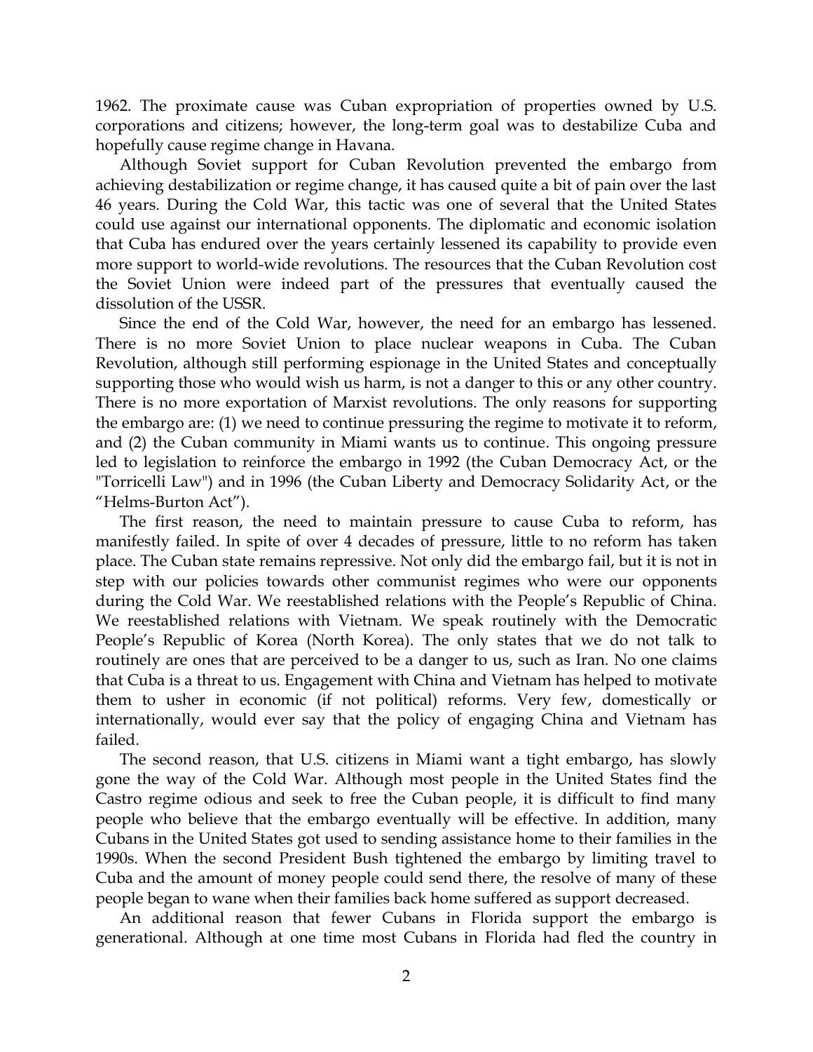1962. The proximate cause was Cuban expropriation of properties owned by U.S. corporations and citizens; however, the long-term goal was to destabilize Cuba and hopefully cause regime change in Havana.

Although Soviet support for Cuban Revolution prevented the embargo from achieving destabilization or regime change, it has caused quite a bit of pain over the last 46 years. During the Cold War, this tactic was one of several that the United States could use against our international opponents. The diplomatic and economic isolation that Cuba has endured over the years certainly lessened its capability to provide even more support to world-wide revolutions. The resources that the Cuban Revolution cost the Soviet Union were indeed part of the pressures that eventually caused the dissolution of the USSR.

Since the end of the Cold War, however, the need for an embargo has lessened. There is no more Soviet Union to place nuclear weapons in Cuba. The Cuban Revolution, although still performing espionage in the United States and conceptually supporting those who would wish us harm, is not a danger to this or any other country. There is no more exportation of Marxist revolutions. The only reasons for supporting the embargo are: (1) we need to continue pressuring the regime to motivate it to reform, and (2) the Cuban community in Miami wants us to continue. This ongoing pressure led to legislation to reinforce the embargo in 1992 (the Cuban Democracy Act, or the "Torricelli Law") and in 1996 (the Cuban Liberty and Democracy Solidarity Act, or the "Helms-Burton Act").

The first reason, the need to maintain pressure to cause Cuba to reform, has manifestly failed. In spite of over 4 decades of pressure, little to no reform has taken place. The Cuban state remains repressive. Not only did the embargo fail, but it is not in step with our policies towards other communist regimes who were our opponents during the Cold War. We reestablished relations with the People's Republic of China. We reestablished relations with Vietnam. We speak routinely with the Democratic People's Republic of Korea (North Korea). The only states that we do not talk to routinely are ones that are perceived to be a danger to us, such as Iran. No one claims that Cuba is a threat to us. Engagement with China and Vietnam has helped to motivate them to usher in economic (if not political) reforms. Very few, domestically or internationally, would ever say that the policy of engaging China and Vietnam has failed.

The second reason, that U.S. citizens in Miami want a tight embargo, has slowly gone the way of the Cold War. Although most people in the United States find the Castro regime odious and seek to free the Cuban people, it is difficult to find many people who believe that the embargo eventually will be effective. In addition, many Cubans in the United States got used to sending assistance home to their families in the 1990s. When the second President Bush tightened the embargo by limiting travel to Cuba and the amount of money people could send there, the resolve of many of these people began to wane when their families back home suffered as support decreased.

An additional reason that fewer Cubans in Florida support the embargo is generational. Although at one time most Cubans in Florida had fled the country in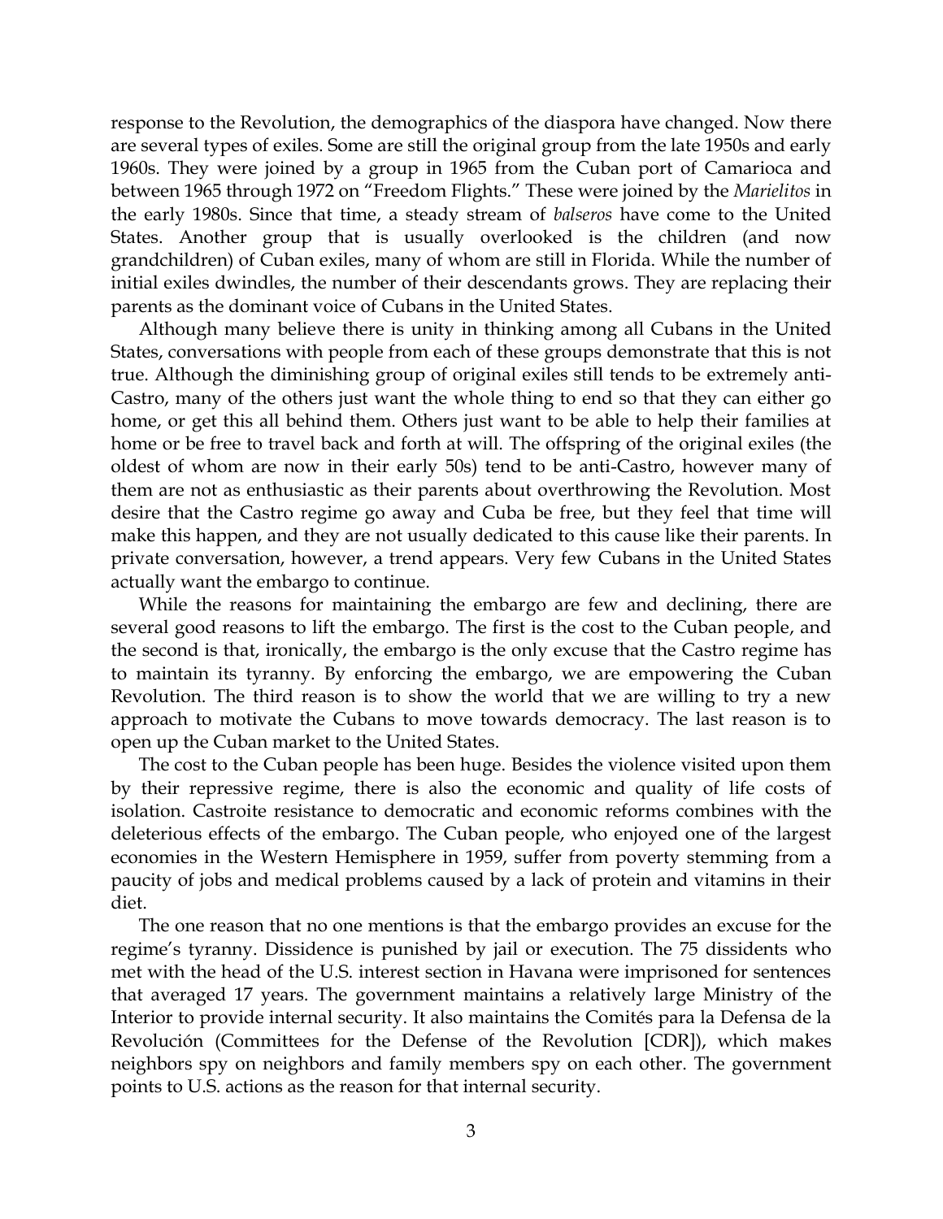response to the Revolution, the demographics of the diaspora have changed. Now there are several types of exiles. Some are still the original group from the late 1950s and early 1960s. They were joined by a group in 1965 from the Cuban port of Camarioca and between 1965 through 1972 on "Freedom Flights." These were joined by the *Marielitos* in the early 1980s. Since that time, a steady stream of *balseros* have come to the United States. Another group that is usually overlooked is the children (and now grandchildren) of Cuban exiles, many of whom are still in Florida. While the number of initial exiles dwindles, the number of their descendants grows. They are replacing their parents as the dominant voice of Cubans in the United States.

Although many believe there is unity in thinking among all Cubans in the United States, conversations with people from each of these groups demonstrate that this is not true. Although the diminishing group of original exiles still tends to be extremely anti-Castro, many of the others just want the whole thing to end so that they can either go home, or get this all behind them. Others just want to be able to help their families at home or be free to travel back and forth at will. The offspring of the original exiles (the oldest of whom are now in their early 50s) tend to be anti-Castro, however many of them are not as enthusiastic as their parents about overthrowing the Revolution. Most desire that the Castro regime go away and Cuba be free, but they feel that time will make this happen, and they are not usually dedicated to this cause like their parents. In private conversation, however, a trend appears. Very few Cubans in the United States actually want the embargo to continue.

While the reasons for maintaining the embargo are few and declining, there are several good reasons to lift the embargo. The first is the cost to the Cuban people, and the second is that, ironically, the embargo is the only excuse that the Castro regime has to maintain its tyranny. By enforcing the embargo, we are empowering the Cuban Revolution. The third reason is to show the world that we are willing to try a new approach to motivate the Cubans to move towards democracy. The last reason is to open up the Cuban market to the United States.

The cost to the Cuban people has been huge. Besides the violence visited upon them by their repressive regime, there is also the economic and quality of life costs of isolation. Castroite resistance to democratic and economic reforms combines with the deleterious effects of the embargo. The Cuban people, who enjoyed one of the largest economies in the Western Hemisphere in 1959, suffer from poverty stemming from a paucity of jobs and medical problems caused by a lack of protein and vitamins in their diet.

The one reason that no one mentions is that the embargo provides an excuse for the regime's tyranny. Dissidence is punished by jail or execution. The 75 dissidents who met with the head of the U.S. interest section in Havana were imprisoned for sentences that averaged 17 years. The government maintains a relatively large Ministry of the Interior to provide internal security. It also maintains the Comités para la Defensa de la Revolución (Committees for the Defense of the Revolution [CDR]), which makes neighbors spy on neighbors and family members spy on each other. The government points to U.S. actions as the reason for that internal security.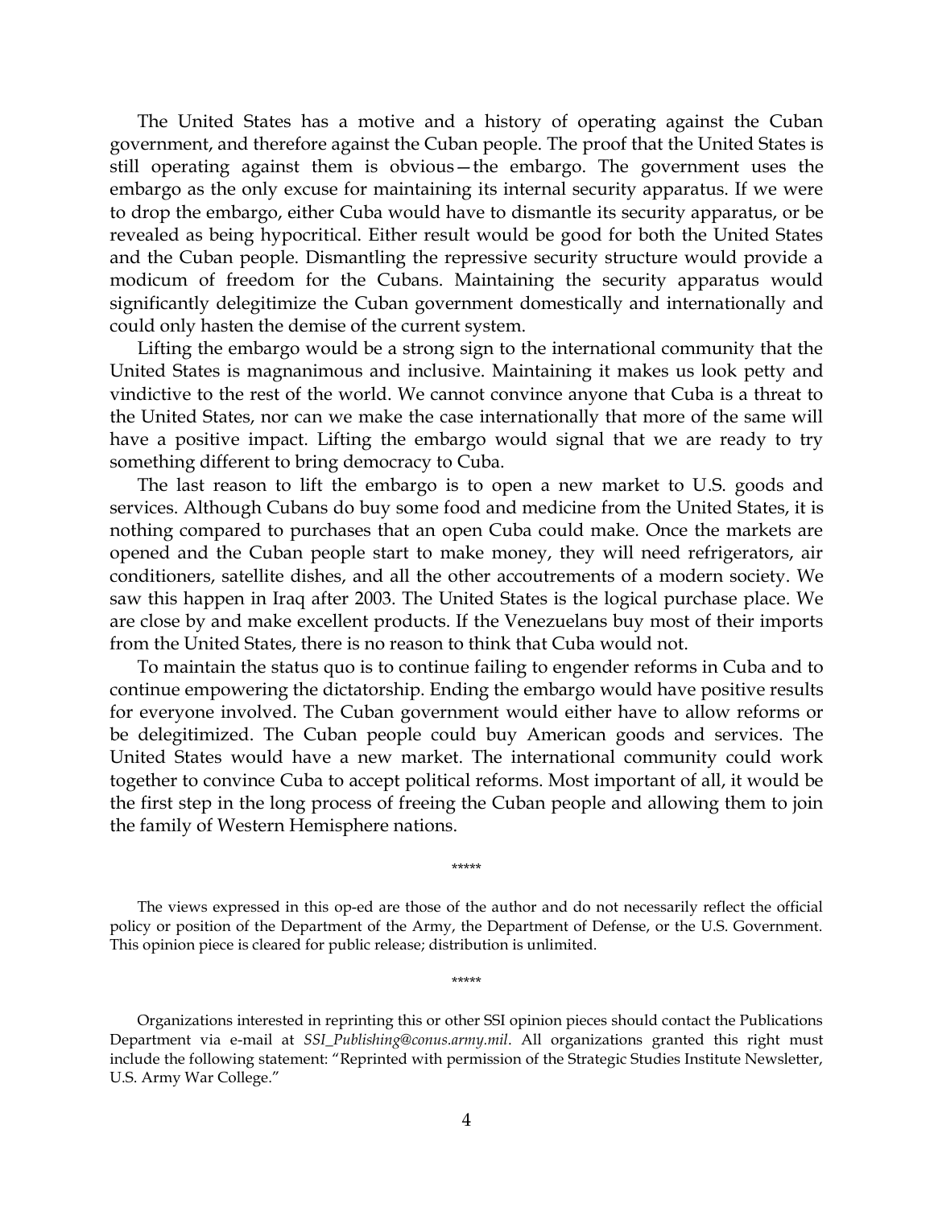The United States has a motive and a history of operating against the Cuban government, and therefore against the Cuban people. The proof that the United States is still operating against them is obvious—the embargo. The government uses the embargo as the only excuse for maintaining its internal security apparatus. If we were to drop the embargo, either Cuba would have to dismantle its security apparatus, or be revealed as being hypocritical. Either result would be good for both the United States and the Cuban people. Dismantling the repressive security structure would provide a modicum of freedom for the Cubans. Maintaining the security apparatus would significantly delegitimize the Cuban government domestically and internationally and could only hasten the demise of the current system.

Lifting the embargo would be a strong sign to the international community that the United States is magnanimous and inclusive. Maintaining it makes us look petty and vindictive to the rest of the world. We cannot convince anyone that Cuba is a threat to the United States, nor can we make the case internationally that more of the same will have a positive impact. Lifting the embargo would signal that we are ready to try something different to bring democracy to Cuba.

The last reason to lift the embargo is to open a new market to U.S. goods and services. Although Cubans do buy some food and medicine from the United States, it is nothing compared to purchases that an open Cuba could make. Once the markets are opened and the Cuban people start to make money, they will need refrigerators, air conditioners, satellite dishes, and all the other accoutrements of a modern society. We saw this happen in Iraq after 2003. The United States is the logical purchase place. We are close by and make excellent products. If the Venezuelans buy most of their imports from the United States, there is no reason to think that Cuba would not.

To maintain the status quo is to continue failing to engender reforms in Cuba and to continue empowering the dictatorship. Ending the embargo would have positive results for everyone involved. The Cuban government would either have to allow reforms or be delegitimized. The Cuban people could buy American goods and services. The United States would have a new market. The international community could work together to convince Cuba to accept political reforms. Most important of all, it would be the first step in the long process of freeing the Cuban people and allowing them to join the family of Western Hemisphere nations.

*****

The views expressed in this op-ed are those of the author and do not necessarily reflect the official policy or position of the Department of the Army, the Department of Defense, or the U.S. Government. This opinion piece is cleared for public release; distribution is unlimited.

*****

Organizations interested in reprinting this or other SSI opinion pieces should contact the Publications Department via e-mail at *SSI_Publishing@conus.army.mil*. All organizations granted this right must include the following statement: "Reprinted with permission of the Strategic Studies Institute Newsletter, U.S. Army War College."